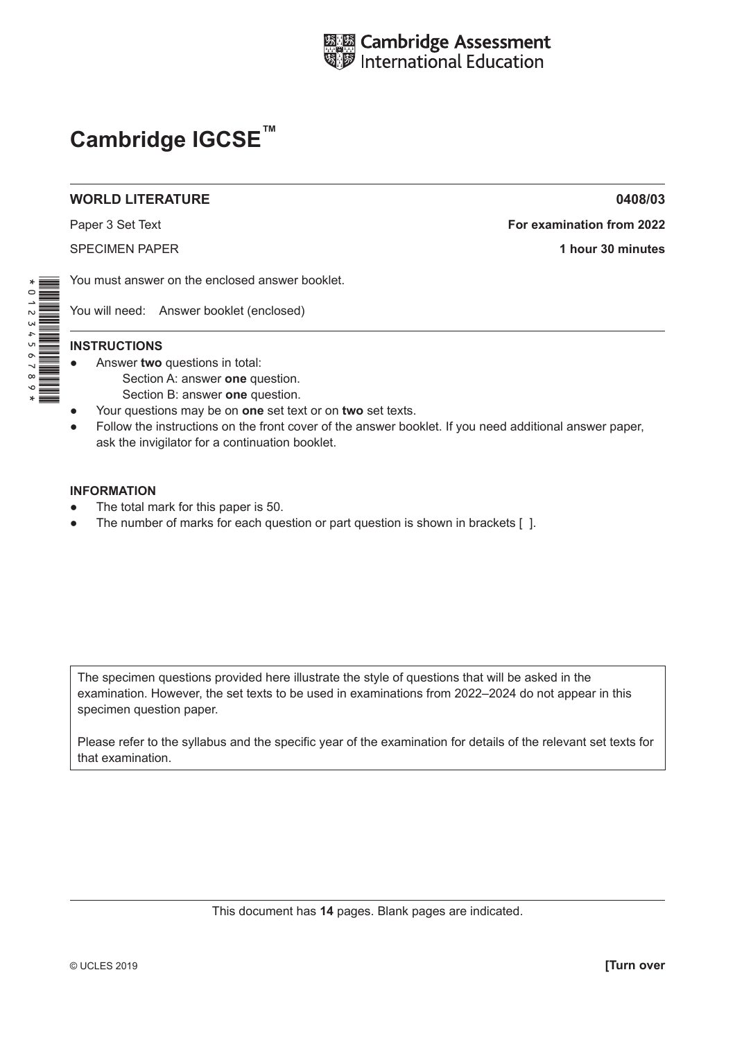Cambridge Assessment International Education

# Cambridge IGCSE™

**WORLD LITERATURE** **0408/03**

Paper 3 Set Text **For examination from 2022**

SPECIMEN PAPER **1 hour 30 minutes**

You must answer on the enclosed answer booklet.

You will need: Answer booklet (enclosed)

**INSTRUCTIONS**

- Answer **two** questions in total:
  - Section A: answer **one** question.
  - Section B: answer **one** question.
- Your questions may be on **one** set text or on **two** set texts.
- Follow the instructions on the front cover of the answer booklet. If you need additional answer paper, ask the invigilator for a continuation booklet.

**INFORMATION**

- The total mark for this paper is 50.
- The number of marks for each question or part question is shown in brackets [ ].

The specimen questions provided here illustrate the style of questions that will be asked in the examination. However, the set texts to be used in examinations from 2022–2024 do not appear in this specimen question paper.

Please refer to the syllabus and the specific year of the examination for details of the relevant set texts for that examination.

This document has **14** pages. Blank pages are indicated.

© UCLES 2019 **[Turn over**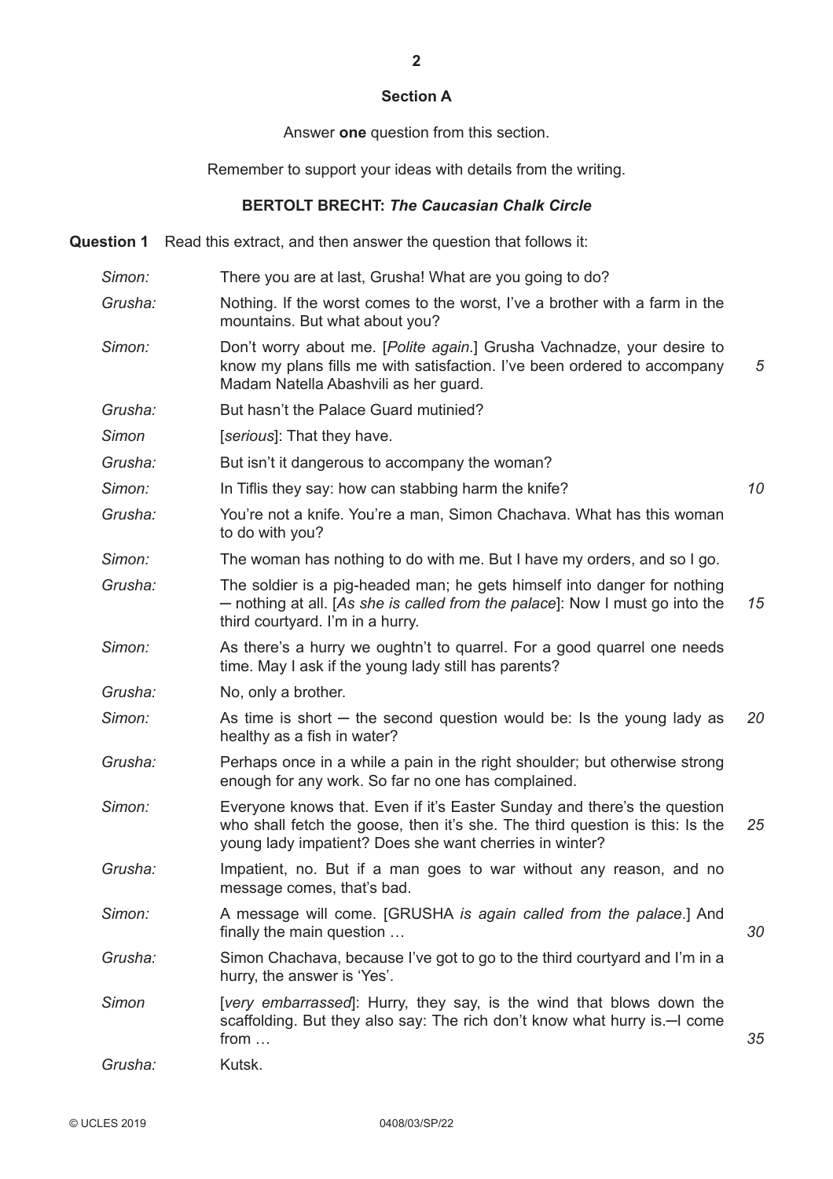## Section A

Answer **one** question from this section.

Remember to support your ideas with details from the writing.

### BERTOLT BRECHT: *The Caucasian Chalk Circle*

**Question 1** Read this extract, and then answer the question that follows it:

*Simon:* There you are at last, Grusha! What are you going to do?

*Grusha:* Nothing. If the worst comes to the worst, I've a brother with a farm in the mountains. But what about you?

*Simon:* Don't worry about me. [*Polite again*.] Grusha Vachnadze, your desire to know my plans fills me with satisfaction. I've been ordered to accompany Madam Natella Abashvili as her guard. 5

*Grusha:* But hasn't the Palace Guard mutinied?

*Simon* [*serious*]: That they have.

*Grusha:* But isn't it dangerous to accompany the woman?

*Simon:* In Tiflis they say: how can stabbing harm the knife? 10

*Grusha:* You're not a knife. You're a man, Simon Chachava. What has this woman to do with you?

*Simon:* The woman has nothing to do with me. But I have my orders, and so I go.

*Grusha:* The soldier is a pig-headed man; he gets himself into danger for nothing – nothing at all. [*As she is called from the palace*]: Now I must go into the third courtyard. I'm in a hurry. 15

*Simon:* As there's a hurry we oughtn't to quarrel. For a good quarrel one needs time. May I ask if the young lady still has parents?

*Grusha:* No, only a brother.

*Simon:* As time is short – the second question would be: Is the young lady as healthy as a fish in water? 20

*Grusha:* Perhaps once in a while a pain in the right shoulder; but otherwise strong enough for any work. So far no one has complained.

*Simon:* Everyone knows that. Even if it's Easter Sunday and there's the question who shall fetch the goose, then it's she. The third question is this: Is the young lady impatient? Does she want cherries in winter? 25

*Grusha:* Impatient, no. But if a man goes to war without any reason, and no message comes, that's bad.

*Simon:* A message will come. [GRUSHA *is again called from the palace*.] And finally the main question … 30

*Grusha:* Simon Chachava, because I've got to go to the third courtyard and I'm in a hurry, the answer is 'Yes'.

*Simon* [*very embarrassed*]: Hurry, they say, is the wind that blows down the scaffolding. But they also say: The rich don't know what hurry is.–I come from … 35

*Grusha:* Kutsk.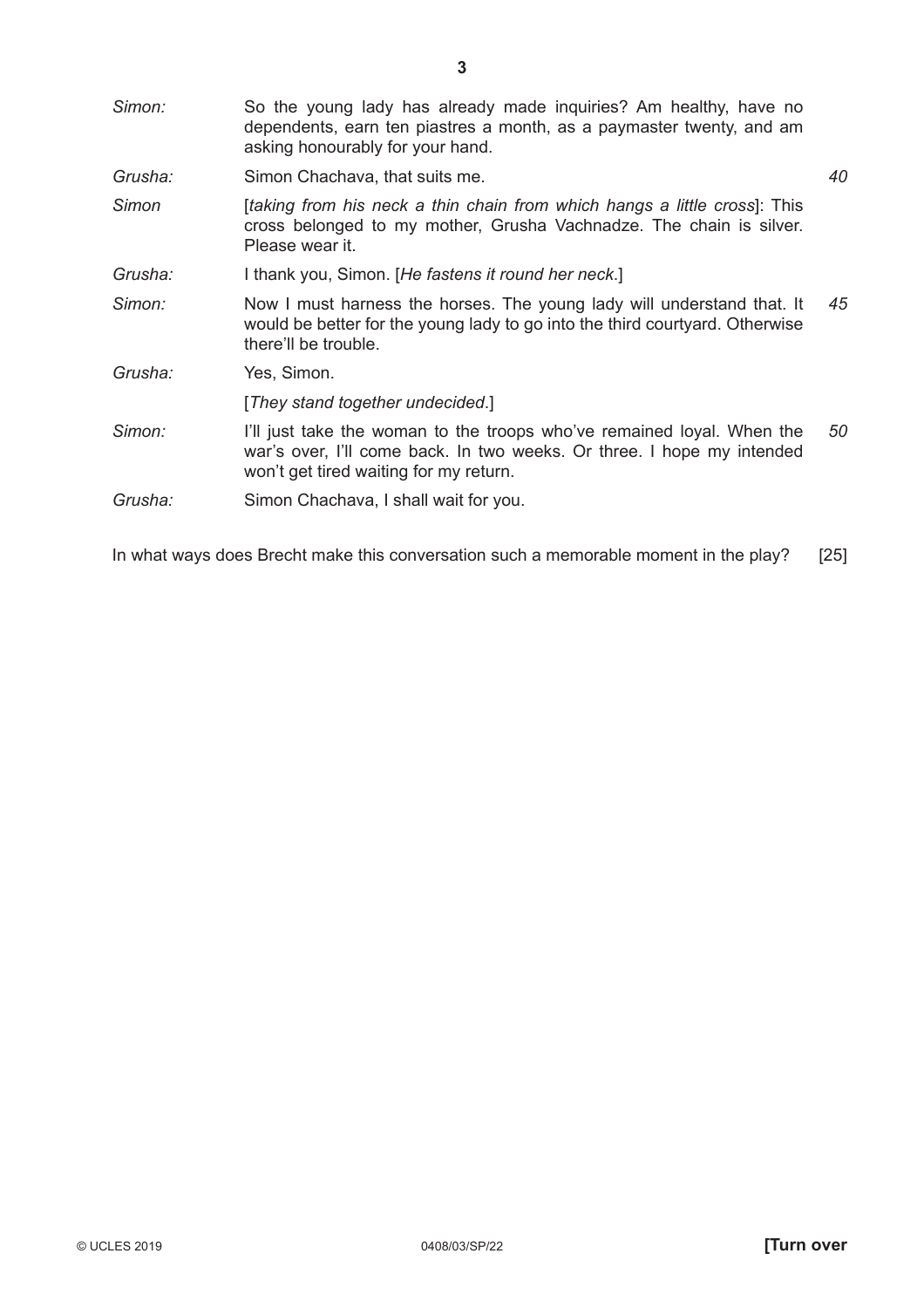| | | |
|---|---|---|
| *Simon:* | So the young lady has already made inquiries? Am healthy, have no dependents, earn ten piastres a month, as a paymaster twenty, and am asking honourably for your hand. | |
| *Grusha:* | Simon Chachava, that suits me. | *40* |
| *Simon* | [*taking from his neck a thin chain from which hangs a little cross*]: This cross belonged to my mother, Grusha Vachnadze. The chain is silver. Please wear it. | |
| *Grusha:* | I thank you, Simon. [*He fastens it round her neck*.] | |
| *Simon:* | Now I must harness the horses. The young lady will understand that. It would be better for the young lady to go into the third courtyard. Otherwise there'll be trouble. | *45* |
| *Grusha:* | Yes, Simon. | |
| | [*They stand together undecided*.] | |
| *Simon:* | I'll just take the woman to the troops who've remained loyal. When the war's over, I'll come back. In two weeks. Or three. I hope my intended won't get tired waiting for my return. | *50* |
| *Grusha:* | Simon Chachava, I shall wait for you. | |

In what ways does Brecht make this conversation such a memorable moment in the play? [25]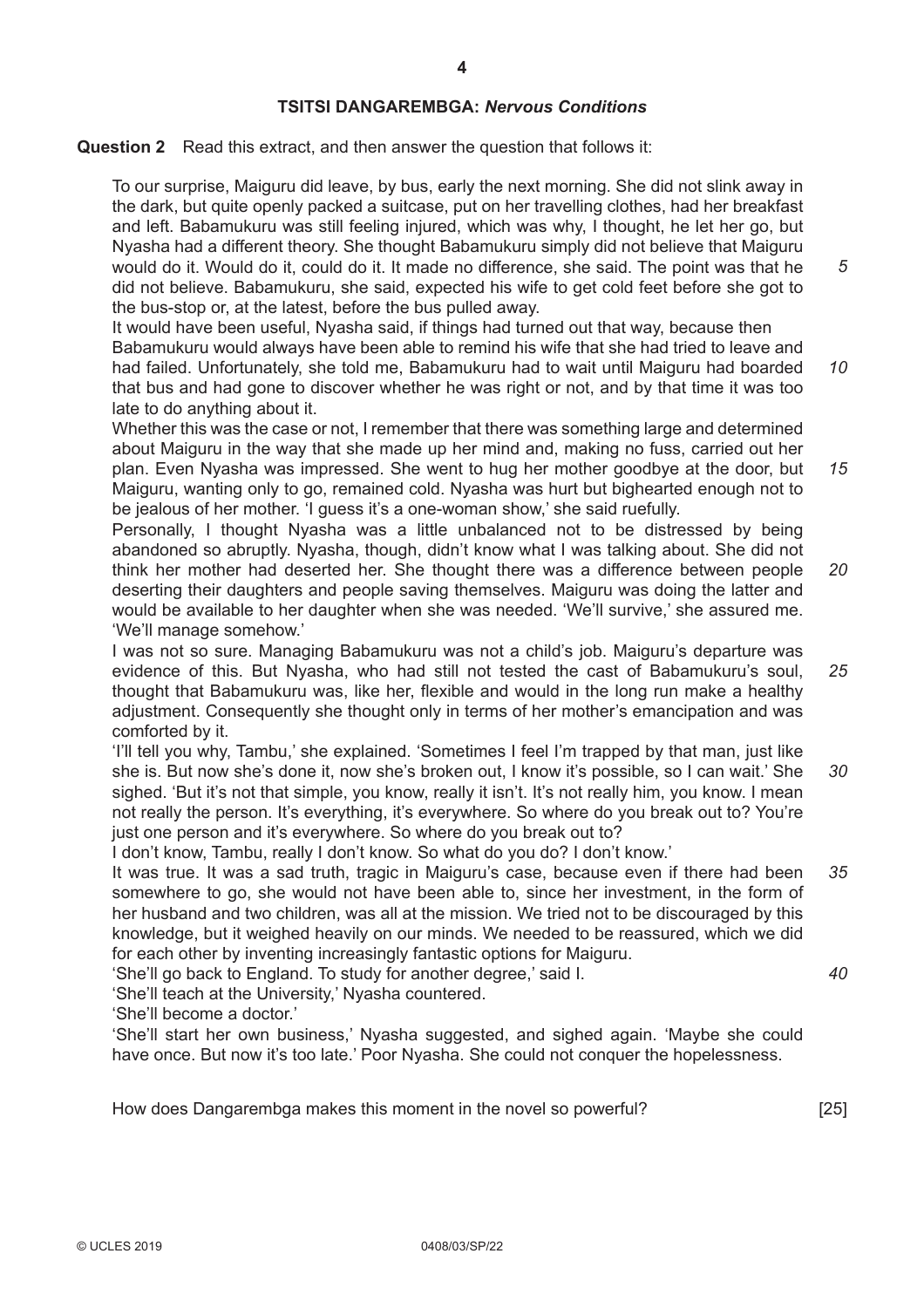## TSITSI DANGAREMBGA: *Nervous Conditions*

**Question 2** Read this extract, and then answer the question that follows it:

To our surprise, Maiguru did leave, by bus, early the next morning. She did not slink away in the dark, but quite openly packed a suitcase, put on her travelling clothes, had her breakfast and left. Babamukuru was still feeling injured, which was why, I thought, he let her go, but Nyasha had a different theory. She thought Babamukuru simply did not believe that Maiguru would do it. Would do it, could do it. It made no difference, she said. The point was that he did not believe. Babamukuru, she said, expected his wife to get cold feet before she got to the bus-stop or, at the latest, before the bus pulled away. 5

It would have been useful, Nyasha said, if things had turned out that way, because then Babamukuru would always have been able to remind his wife that she had tried to leave and had failed. Unfortunately, she told me, Babamukuru had to wait until Maiguru had boarded that bus and had gone to discover whether he was right or not, and by that time it was too late to do anything about it. 10

Whether this was the case or not, I remember that there was something large and determined about Maiguru in the way that she made up her mind and, making no fuss, carried out her plan. Even Nyasha was impressed. She went to hug her mother goodbye at the door, but Maiguru, wanting only to go, remained cold. Nyasha was hurt but bighearted enough not to be jealous of her mother. 'I guess it's a one-woman show,' she said ruefully. 15

Personally, I thought Nyasha was a little unbalanced not to be distressed by being abandoned so abruptly. Nyasha, though, didn't know what I was talking about. She did not think her mother had deserted her. She thought there was a difference between people deserting their daughters and people saving themselves. Maiguru was doing the latter and would be available to her daughter when she was needed. 'We'll survive,' she assured me. 'We'll manage somehow.' 20

I was not so sure. Managing Babamukuru was not a child's job. Maiguru's departure was evidence of this. But Nyasha, who had still not tested the cast of Babamukuru's soul, thought that Babamukuru was, like her, flexible and would in the long run make a healthy adjustment. Consequently she thought only in terms of her mother's emancipation and was comforted by it. 25

'I'll tell you why, Tambu,' she explained. 'Sometimes I feel I'm trapped by that man, just like she is. But now she's done it, now she's broken out, I know it's possible, so I can wait.' She sighed. 'But it's not that simple, you know, really it isn't. It's not really him, you know. I mean not really the person. It's everything, it's everywhere. So where do you break out to? You're just one person and it's everywhere. So where do you break out to? 30

I don't know, Tambu, really I don't know. So what do you do? I don't know.'

It was true. It was a sad truth, tragic in Maiguru's case, because even if there had been somewhere to go, she would not have been able to, since her investment, in the form of her husband and two children, was all at the mission. We tried not to be discouraged by this knowledge, but it weighed heavily on our minds. We needed to be reassured, which we did for each other by inventing increasingly fantastic options for Maiguru. 35

'She'll go back to England. To study for another degree,' said I. 40

'She'll teach at the University,' Nyasha countered.

'She'll become a doctor.'

'She'll start her own business,' Nyasha suggested, and sighed again. 'Maybe she could have once. But now it's too late.' Poor Nyasha. She could not conquer the hopelessness.

How does Dangarembga makes this moment in the novel so powerful? [25]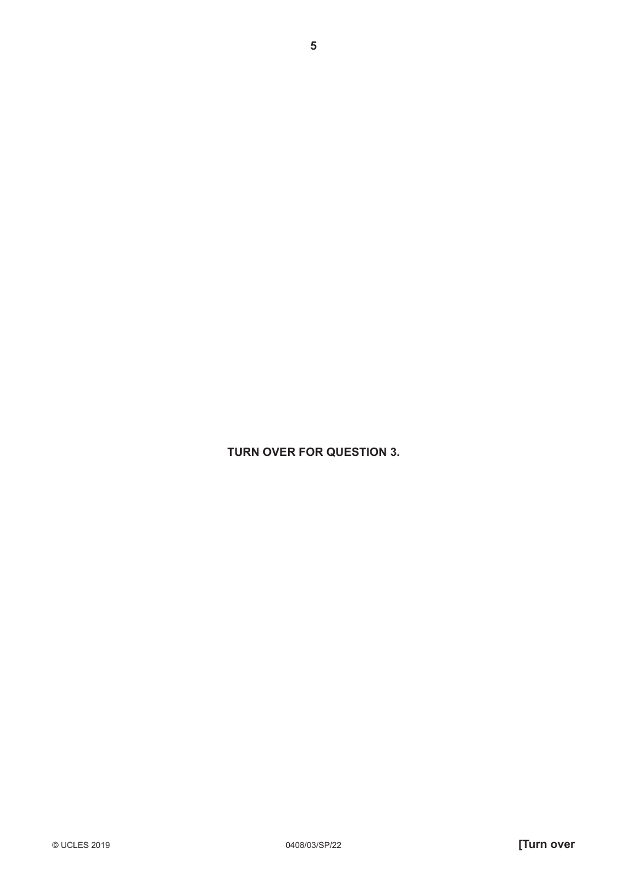**TURN OVER FOR QUESTION 3.**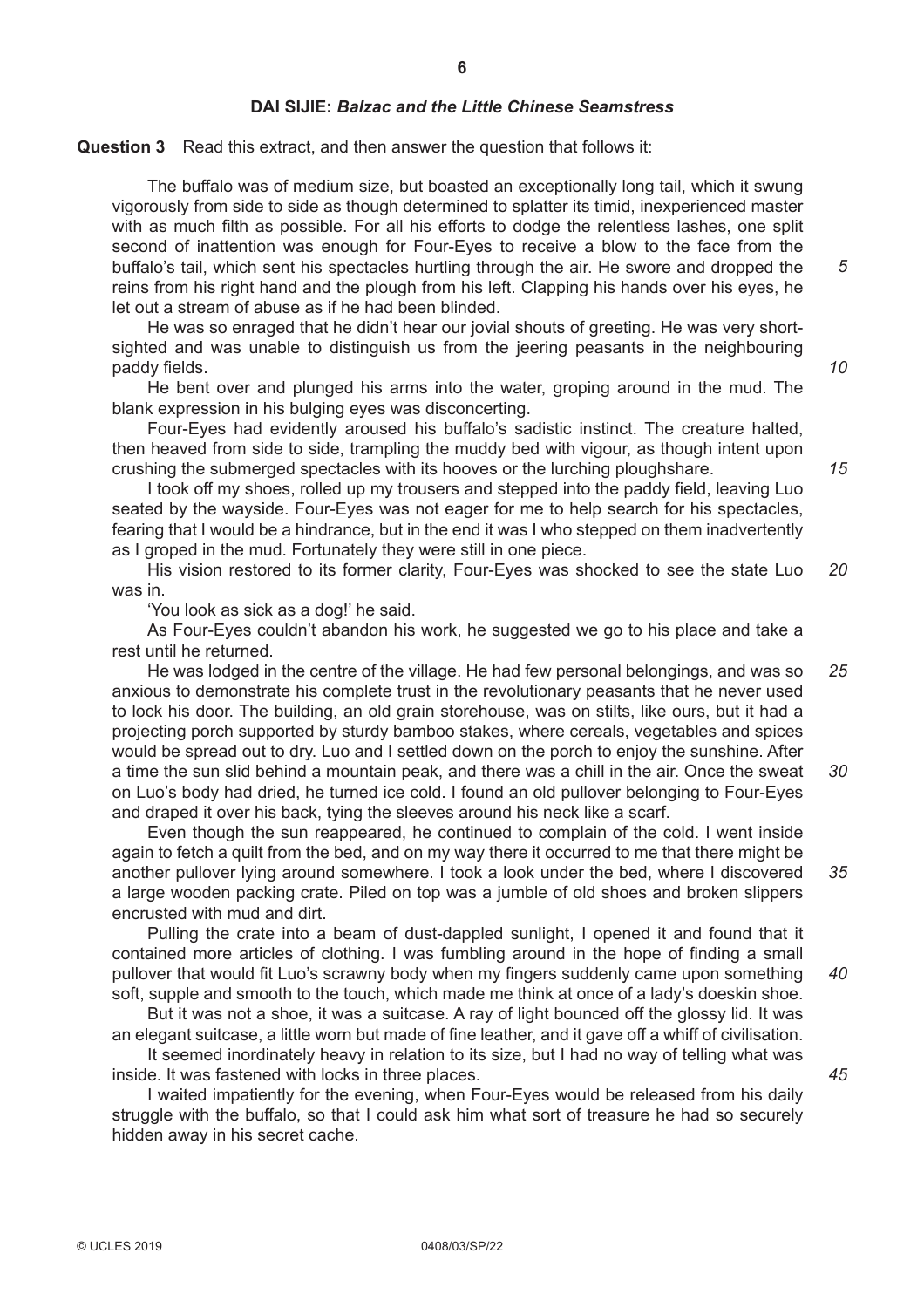### DAI SIJIE: *Balzac and the Little Chinese Seamstress*

**Question 3** Read this extract, and then answer the question that follows it:

The buffalo was of medium size, but boasted an exceptionally long tail, which it swung vigorously from side to side as though determined to splatter its timid, inexperienced master with as much filth as possible. For all his efforts to dodge the relentless lashes, one split second of inattention was enough for Four-Eyes to receive a blow to the face from the buffalo's tail, which sent his spectacles hurtling through the air. He swore and dropped the reins from his right hand and the plough from his left. Clapping his hands over his eyes, he let out a stream of abuse as if he had been blinded. *5*

He was so enraged that he didn't hear our jovial shouts of greeting. He was very short-sighted and was unable to distinguish us from the jeering peasants in the neighbouring paddy fields. *10*

He bent over and plunged his arms into the water, groping around in the mud. The blank expression in his bulging eyes was disconcerting.

Four-Eyes had evidently aroused his buffalo's sadistic instinct. The creature halted, then heaved from side to side, trampling the muddy bed with vigour, as though intent upon crushing the submerged spectacles with its hooves or the lurching ploughshare. *15*

I took off my shoes, rolled up my trousers and stepped into the paddy field, leaving Luo seated by the wayside. Four-Eyes was not eager for me to help search for his spectacles, fearing that I would be a hindrance, but in the end it was I who stepped on them inadvertently as I groped in the mud. Fortunately they were still in one piece.

His vision restored to its former clarity, Four-Eyes was shocked to see the state Luo was in. *20*

'You look as sick as a dog!' he said.

As Four-Eyes couldn't abandon his work, he suggested we go to his place and take a rest until he returned.

He was lodged in the centre of the village. He had few personal belongings, and was so anxious to demonstrate his complete trust in the revolutionary peasants that he never used to lock his door. The building, an old grain storehouse, was on stilts, like ours, but it had a projecting porch supported by sturdy bamboo stakes, where cereals, vegetables and spices would be spread out to dry. Luo and I settled down on the porch to enjoy the sunshine. After a time the sun slid behind a mountain peak, and there was a chill in the air. Once the sweat on Luo's body had dried, he turned ice cold. I found an old pullover belonging to Four-Eyes and draped it over his back, tying the sleeves around his neck like a scarf. *25* *30*

Even though the sun reappeared, he continued to complain of the cold. I went inside again to fetch a quilt from the bed, and on my way there it occurred to me that there might be another pullover lying around somewhere. I took a look under the bed, where I discovered a large wooden packing crate. Piled on top was a jumble of old shoes and broken slippers encrusted with mud and dirt. *35*

Pulling the crate into a beam of dust-dappled sunlight, I opened it and found that it contained more articles of clothing. I was fumbling around in the hope of finding a small pullover that would fit Luo's scrawny body when my fingers suddenly came upon something soft, supple and smooth to the touch, which made me think at once of a lady's doeskin shoe. *40*

But it was not a shoe, it was a suitcase. A ray of light bounced off the glossy lid. It was an elegant suitcase, a little worn but made of fine leather, and it gave off a whiff of civilisation.

It seemed inordinately heavy in relation to its size, but I had no way of telling what was inside. It was fastened with locks in three places. *45*

I waited impatiently for the evening, when Four-Eyes would be released from his daily struggle with the buffalo, so that I could ask him what sort of treasure he had so securely hidden away in his secret cache.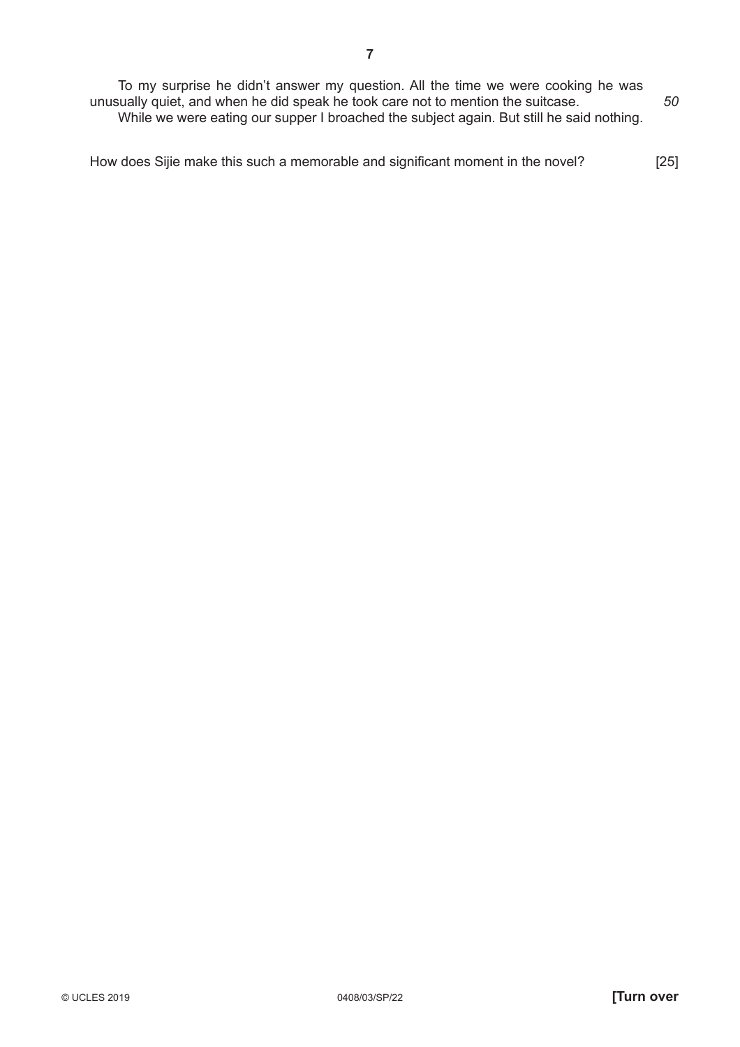To my surprise he didn't answer my question. All the time we were cooking he was unusually quiet, and when he did speak he took care not to mention the suitcase. *50*

While we were eating our supper I broached the subject again. But still he said nothing.

How does Sijie make this such a memorable and significant moment in the novel? [25]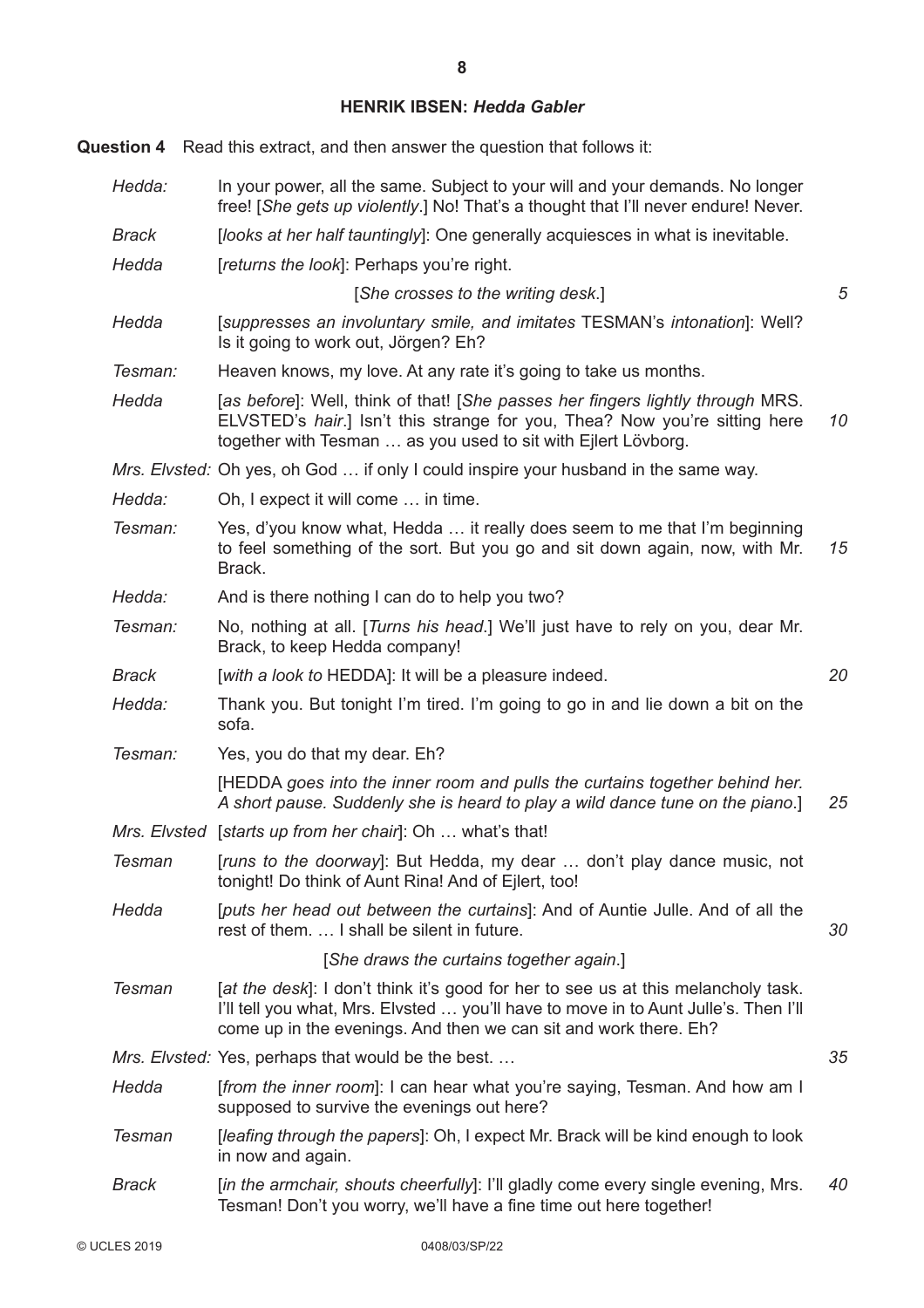## HENRIK IBSEN: *Hedda Gabler*

**Question 4** Read this extract, and then answer the question that follows it:

| | | |
|---|---|---|
| *Hedda:* | In your power, all the same. Subject to your will and your demands. No longer free! [*She gets up violently*.] No! That's a thought that I'll never endure! Never. | |
| *Brack* | [*looks at her half tauntingly*]: One generally acquiesces in what is inevitable. | |
| *Hedda* | [*returns the look*]: Perhaps you're right. | |
| | [*She crosses to the writing desk*.] | 5 |
| *Hedda* | [*suppresses an involuntary smile, and imitates* TESMAN's *intonation*]: Well? Is it going to work out, Jörgen? Eh? | |
| *Tesman:* | Heaven knows, my love. At any rate it's going to take us months. | |
| *Hedda* | [*as before*]: Well, think of that! [*She passes her fingers lightly through* MRS. ELVSTED's *hair*.] Isn't this strange for you, Thea? Now you're sitting here together with Tesman … as you used to sit with Ejlert Lövborg. | 10 |
| *Mrs. Elvsted:* | Oh yes, oh God … if only I could inspire your husband in the same way. | |
| *Hedda:* | Oh, I expect it will come … in time. | |
| *Tesman:* | Yes, d'you know what, Hedda … it really does seem to me that I'm beginning to feel something of the sort. But you go and sit down again, now, with Mr. Brack. | 15 |
| *Hedda:* | And is there nothing I can do to help you two? | |
| *Tesman:* | No, nothing at all. [*Turns his head*.] We'll just have to rely on you, dear Mr. Brack, to keep Hedda company! | |
| *Brack* | [*with a look to* HEDDA]: It will be a pleasure indeed. | 20 |
| *Hedda:* | Thank you. But tonight I'm tired. I'm going to go in and lie down a bit on the sofa. | |
| *Tesman:* | Yes, you do that my dear. Eh? | |
| | [HEDDA *goes into the inner room and pulls the curtains together behind her. A short pause. Suddenly she is heard to play a wild dance tune on the piano*.] | 25 |
| *Mrs. Elvsted* | [*starts up from her chair*]: Oh … what's that! | |
| *Tesman* | [*runs to the doorway*]: But Hedda, my dear … don't play dance music, not tonight! Do think of Aunt Rina! And of Ejlert, too! | |
| *Hedda* | [*puts her head out between the curtains*]: And of Auntie Julle. And of all the rest of them. … I shall be silent in future. | 30 |
| | [*She draws the curtains together again*.] | |
| *Tesman* | [*at the desk*]: I don't think it's good for her to see us at this melancholy task. I'll tell you what, Mrs. Elvsted … you'll have to move in to Aunt Julle's. Then I'll come up in the evenings. And then we can sit and work there. Eh? | |
| *Mrs. Elvsted:* | Yes, perhaps that would be the best. … | 35 |
| *Hedda* | [*from the inner room*]: I can hear what you're saying, Tesman. And how am I supposed to survive the evenings out here? | |
| *Tesman* | [*leafing through the papers*]: Oh, I expect Mr. Brack will be kind enough to look in now and again. | |
| *Brack* | [*in the armchair, shouts cheerfully*]: I'll gladly come every single evening, Mrs. Tesman! Don't you worry, we'll have a fine time out here together! | 40 |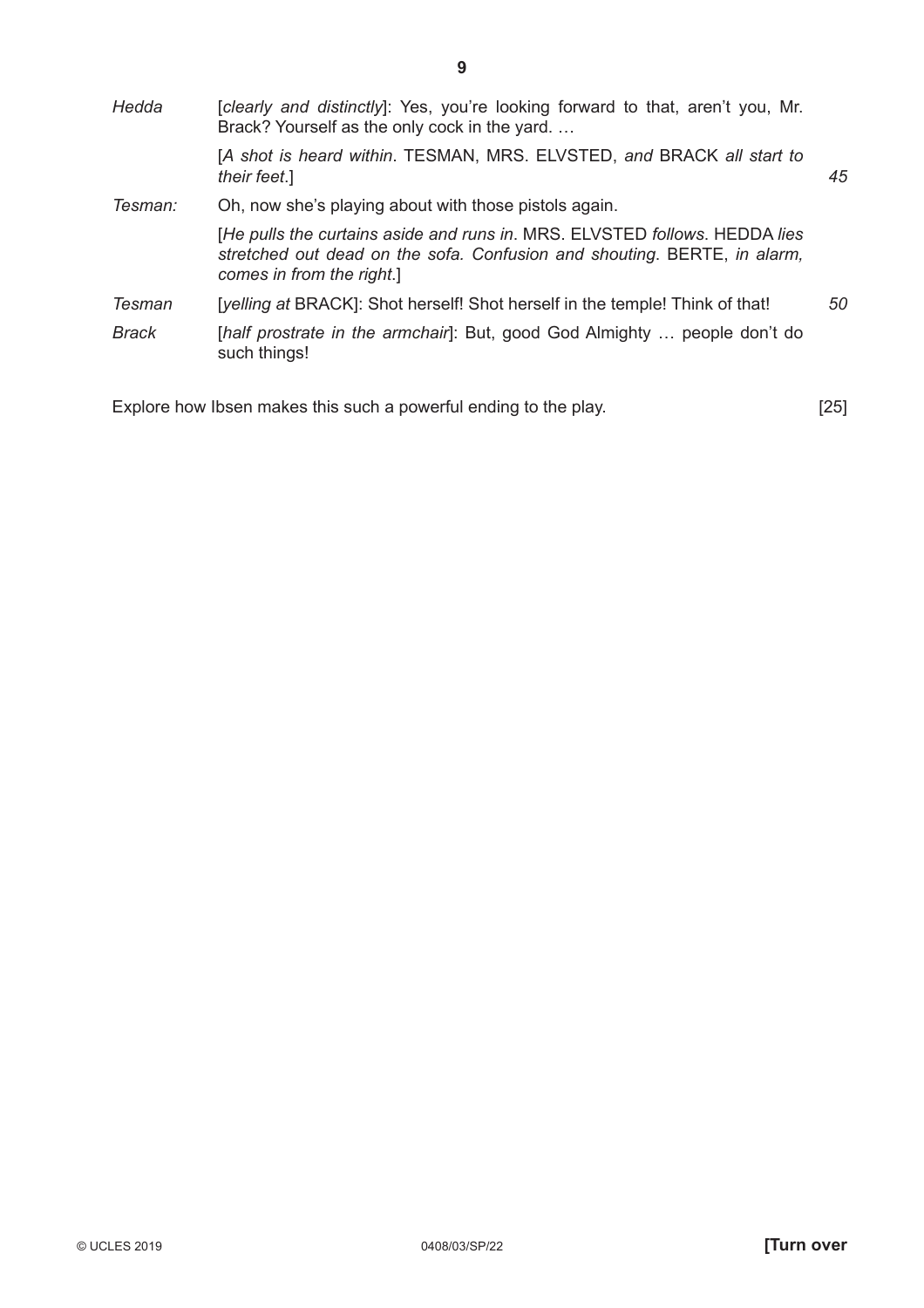*Hedda* [*clearly and distinctly*]: Yes, you're looking forward to that, aren't you, Mr. Brack? Yourself as the only cock in the yard. …

[*A shot is heard within*. TESMAN, MRS. ELVSTED, *and* BRACK *all start to their feet*.] *45*

*Tesman:* Oh, now she's playing about with those pistols again.

[*He pulls the curtains aside and runs in*. MRS. ELVSTED *follows*. HEDDA *lies stretched out dead on the sofa. Confusion and shouting*. BERTE, *in alarm, comes in from the right*.]

*Tesman* [*yelling at* BRACK]: Shot herself! Shot herself in the temple! Think of that! *50*

*Brack* [*half prostrate in the armchair*]: But, good God Almighty … people don't do such things!

Explore how Ibsen makes this such a powerful ending to the play. [25]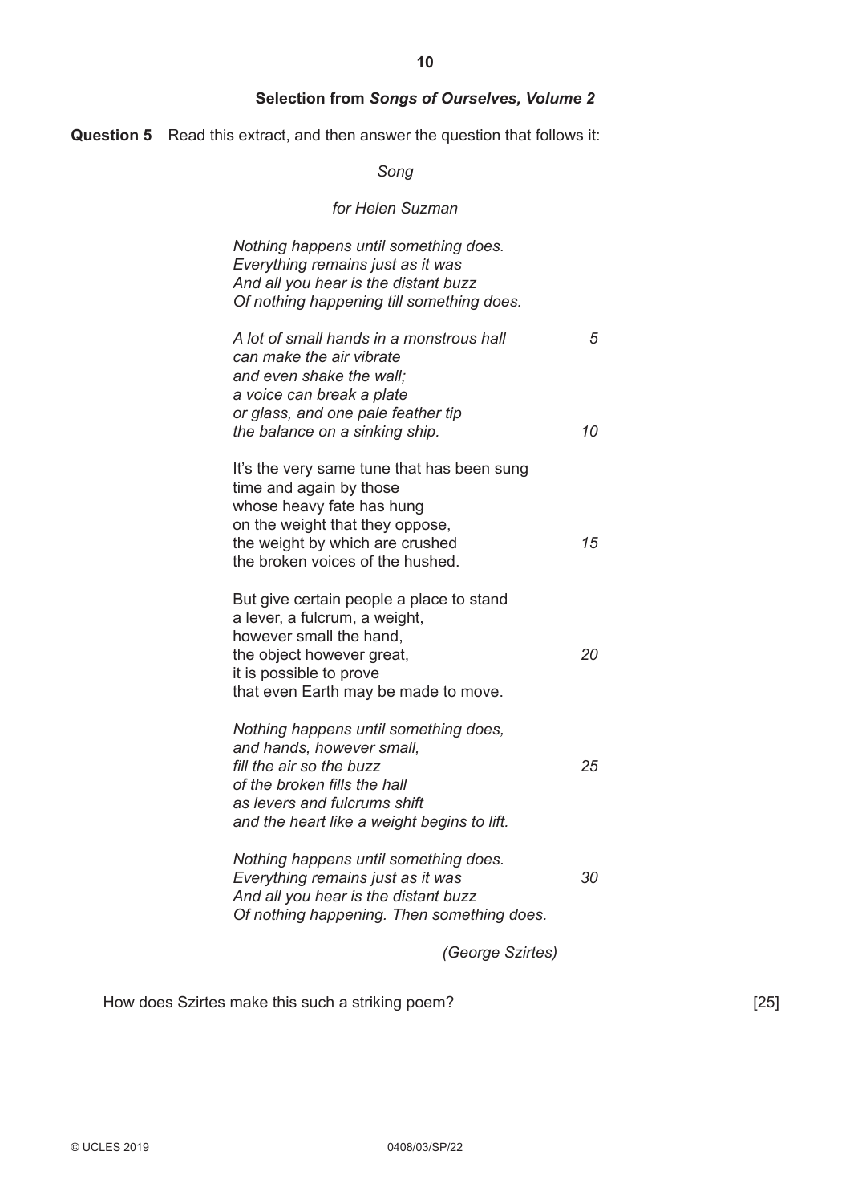## Selection from *Songs of Ourselves, Volume 2*

**Question 5** Read this extract, and then answer the question that follows it:

*Song*

*for Helen Suzman*

*Nothing happens until something does.*
*Everything remains just as it was*
*And all you hear is the distant buzz*
*Of nothing happening till something does.*

*A lot of small hands in a monstrous hall* 5
*can make the air vibrate*
*and even shake the wall;*
*a voice can break a plate*
*or glass, and one pale feather tip*
*the balance on a sinking ship.* 10

It's the very same tune that has been sung
time and again by those
whose heavy fate has hung
on the weight that they oppose,
the weight by which are crushed 15
the broken voices of the hushed.

But give certain people a place to stand
a lever, a fulcrum, a weight,
however small the hand,
the object however great, 20
it is possible to prove
that even Earth may be made to move.

*Nothing happens until something does,*
*and hands, however small,*
*fill the air so the buzz* 25
*of the broken fills the hall*
*as levers and fulcrums shift*
*and the heart like a weight begins to lift.*

*Nothing happens until something does.*
*Everything remains just as it was* 30
*And all you hear is the distant buzz*
*Of nothing happening. Then something does.*

*(George Szirtes)*

How does Szirtes make this such a striking poem? [25]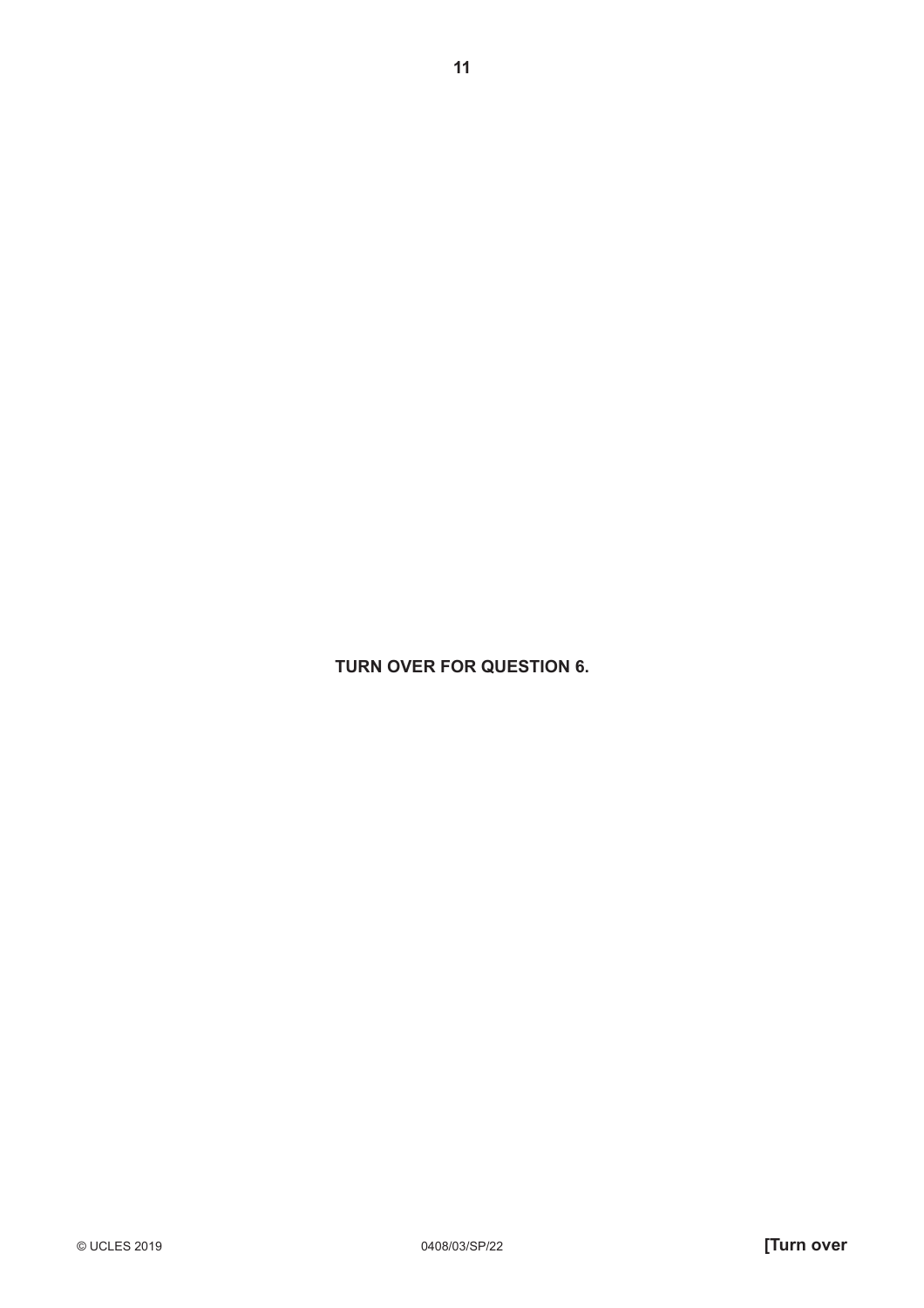**TURN OVER FOR QUESTION 6.**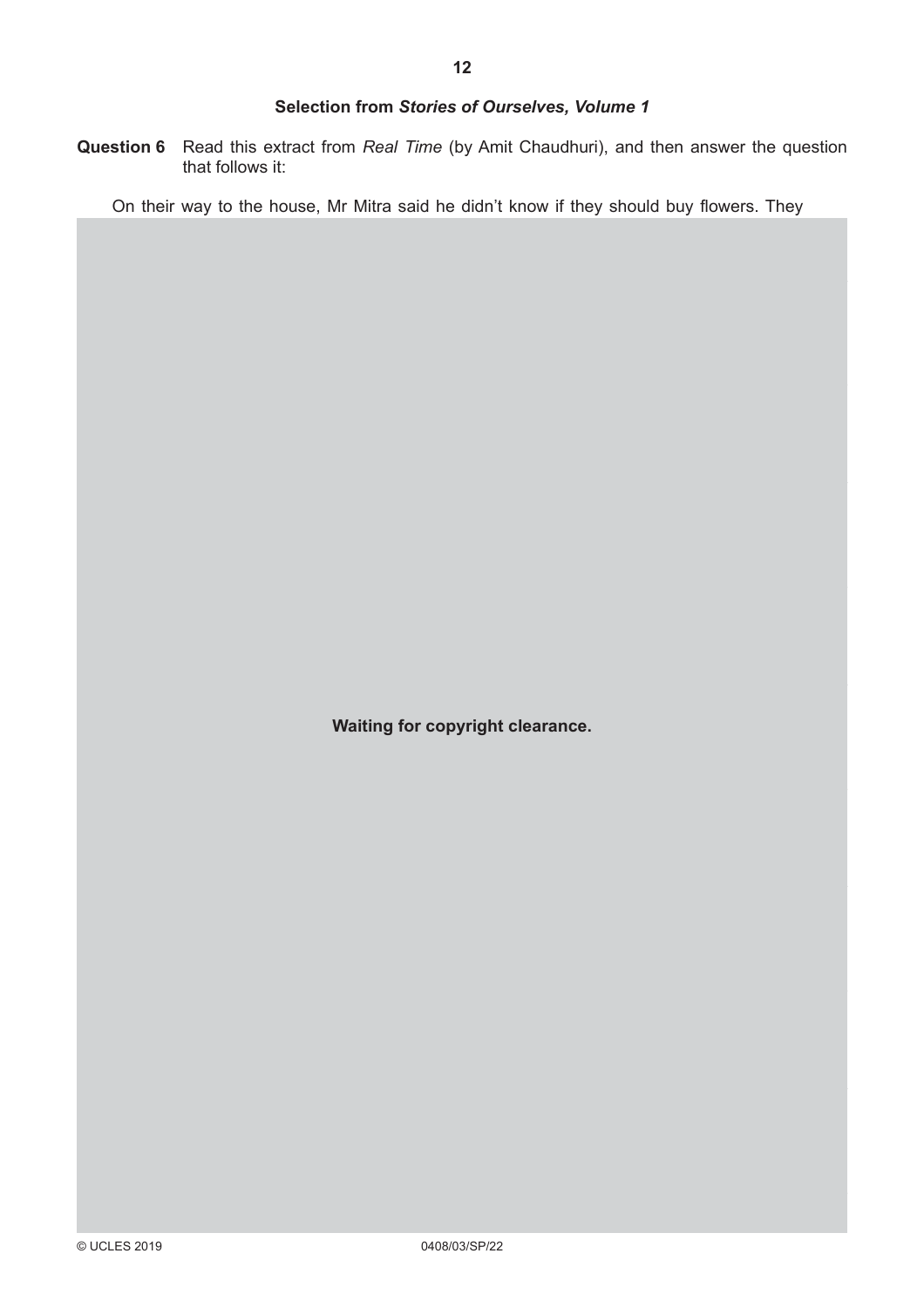**Selection from *Stories of Ourselves, Volume 1***

**Question 6** Read this extract from *Real Time* (by Amit Chaudhuri), and then answer the question that follows it:

On their way to the house, Mr Mitra said he didn't know if they should buy flowers. They

**Waiting for copyright clearance.**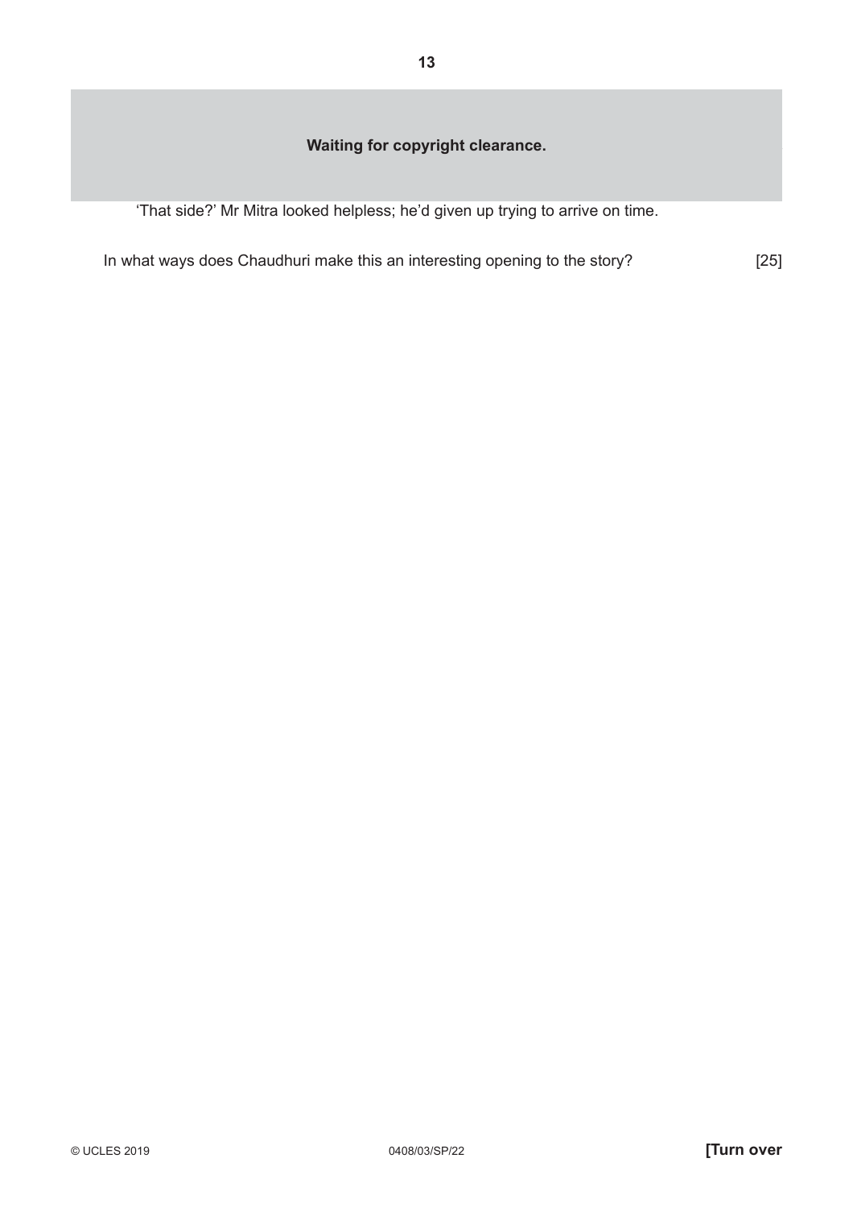**Waiting for copyright clearance.**

'That side?' Mr Mitra looked helpless; he'd given up trying to arrive on time.

In what ways does Chaudhuri make this an interesting opening to the story? [25]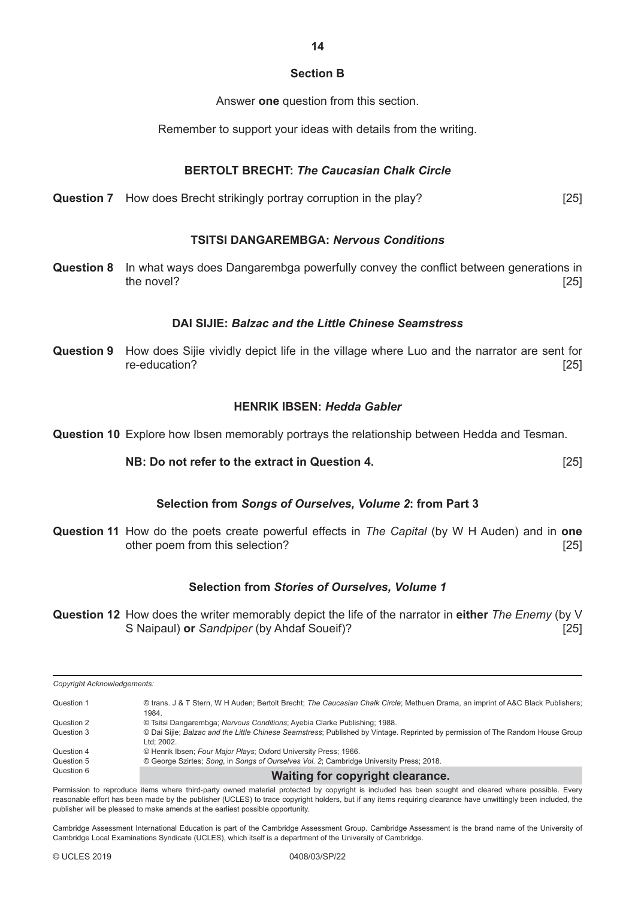## Section B

Answer **one** question from this section.

Remember to support your ideas with details from the writing.

### BERTOLT BRECHT: *The Caucasian Chalk Circle*

**Question 7** How does Brecht strikingly portray corruption in the play? [25]

### TSITSI DANGAREMBGA: *Nervous Conditions*

**Question 8** In what ways does Dangarembga powerfully convey the conflict between generations in the novel? [25]

### DAI SIJIE: *Balzac and the Little Chinese Seamstress*

**Question 9** How does Sijie vividly depict life in the village where Luo and the narrator are sent for re-education? [25]

### HENRIK IBSEN: *Hedda Gabler*

**Question 10** Explore how Ibsen memorably portrays the relationship between Hedda and Tesman.

**NB: Do not refer to the extract in Question 4.** [25]

### Selection from *Songs of Ourselves, Volume 2*: from Part 3

**Question 11** How do the poets create powerful effects in *The Capital* (by W H Auden) and in **one** other poem from this selection? [25]

### Selection from *Stories of Ourselves, Volume 1*

**Question 12** How does the writer memorably depict the life of the narrator in **either** *The Enemy* (by V S Naipaul) **or** *Sandpiper* (by Ahdaf Soueif)? [25]

---

*Copyright Acknowledgements:*

| | |
|---|---|
| Question 1 | © trans. J & T Stern, W H Auden; Bertolt Brecht; *The Caucasian Chalk Circle*; Methuen Drama, an imprint of A&C Black Publishers; 1984. |
| Question 2 | © Tsitsi Dangarembga; *Nervous Conditions*; Ayebia Clarke Publishing; 1988. |
| Question 3 | © Dai Sijie; *Balzac and the Little Chinese Seamstress*; Published by Vintage. Reprinted by permission of The Random House Group Ltd; 2002. |
| Question 4 | © Henrik Ibsen; *Four Major Plays*; Oxford University Press; 1966. |
| Question 5 | © George Szirtes; *Song*, in *Songs of Ourselves Vol. 2*; Cambridge University Press; 2018. |
| Question 6 | **Waiting for copyright clearance.** |

Permission to reproduce items where third-party owned material protected by copyright is included has been sought and cleared where possible. Every reasonable effort has been made by the publisher (UCLES) to trace copyright holders, but if any items requiring clearance have unwittingly been included, the publisher will be pleased to make amends at the earliest possible opportunity.

Cambridge Assessment International Education is part of the Cambridge Assessment Group. Cambridge Assessment is the brand name of the University of Cambridge Local Examinations Syndicate (UCLES), which itself is a department of the University of Cambridge.

© UCLES 2019 0408/03/SP/22